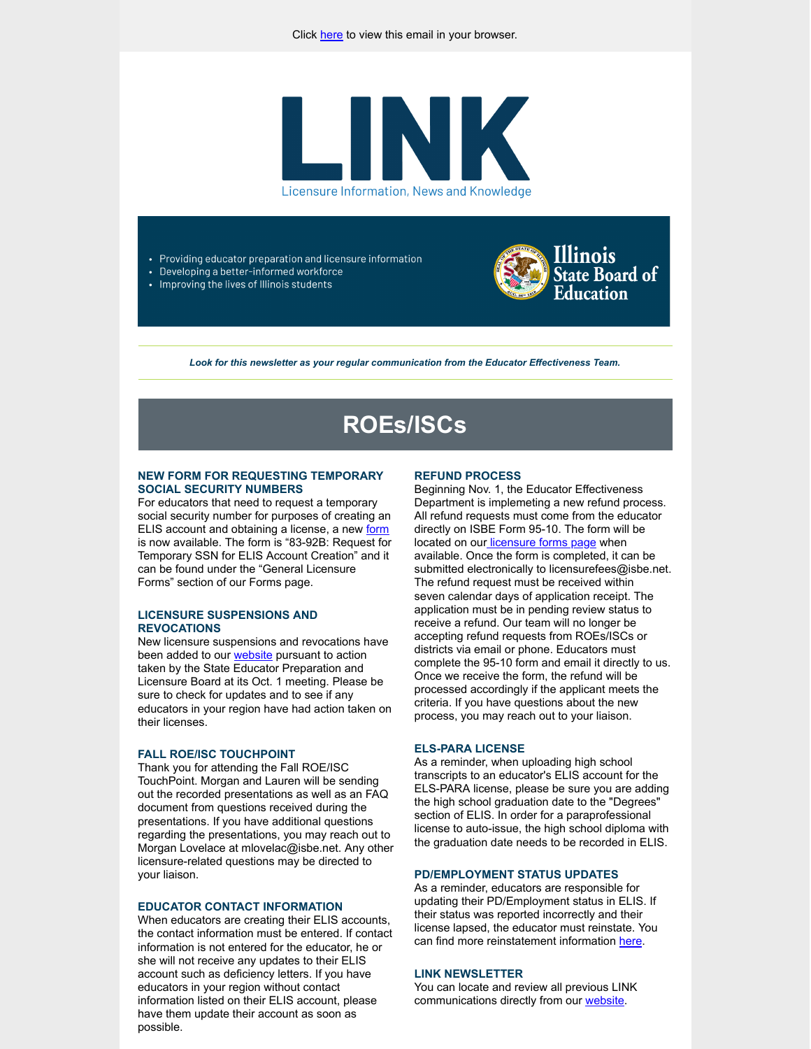Click here to view this email in your browser.

# LINK

Licensure Information, News and Knowledge

- Providing educator preparation and licensure information
- Developing a better-informed workforce
- Improving the lives of Illinois students

Illinois State Board of Education

*Look for this newsletter as your regular communication from the Educator Effectiveness Team.*

## ROEs/ISCs

### NEW FORM FOR REQUESTING TEMPORARY SOCIAL SECURITY NUMBERS

For educators that need to request a temporary social security number for purposes of creating an ELIS account and obtaining a license, a new form is now available. The form is "83-92B: Request for Temporary SSN for ELIS Account Creation" and it can be found under the "General Licensure Forms" section of our Forms page.

### LICENSURE SUSPENSIONS AND REVOCATIONS

New licensure suspensions and revocations have been added to our website pursuant to action taken by the State Educator Preparation and Licensure Board at its Oct. 1 meeting. Please be sure to check for updates and to see if any educators in your region have had action taken on their licenses.

### FALL ROE/ISC TOUCHPOINT

Thank you for attending the Fall ROE/ISC TouchPoint. Morgan and Lauren will be sending out the recorded presentations as well as an FAQ document from questions received during the presentations. If you have additional questions regarding the presentations, you may reach out to Morgan Lovelace at mlovelac@isbe.net. Any other licensure-related questions may be directed to your liaison.

### EDUCATOR CONTACT INFORMATION

When educators are creating their ELIS accounts, the contact information must be entered. If contact information is not entered for the educator, he or she will not receive any updates to their ELIS account such as deficiency letters. If you have educators in your region without contact information listed on their ELIS account, please have them update their account as soon as possible.

### REFUND PROCESS

Beginning Nov. 1, the Educator Effectiveness Department is implemeting a new refund process. All refund requests must come from the educator directly on ISBE Form 95-10. The form will be located on our licensure forms page when available. Once the form is completed, it can be submitted electronically to licensurefees@isbe.net. The refund request must be received within seven calendar days of application receipt. The application must be in pending review status to receive a refund. Our team will no longer be accepting refund requests from ROEs/ISCs or districts via email or phone. Educators must complete the 95-10 form and email it directly to us. Once we receive the form, the refund will be processed accordingly if the applicant meets the criteria. If you have questions about the new process, you may reach out to your liaison.

### ELS-PARA LICENSE

As a reminder, when uploading high school transcripts to an educator's ELIS account for the ELS-PARA license, please be sure you are adding the high school graduation date to the "Degrees" section of ELIS. In order for a paraprofessional license to auto-issue, the high school diploma with the graduation date needs to be recorded in ELIS.

### PD/EMPLOYMENT STATUS UPDATES

As a reminder, educators are responsible for updating their PD/Employment status in ELIS. If their status was reported incorrectly and their license lapsed, the educator must reinstate. You can find more reinstatement information here.

### LINK NEWSLETTER

You can locate and review all previous LINK communications directly from our website.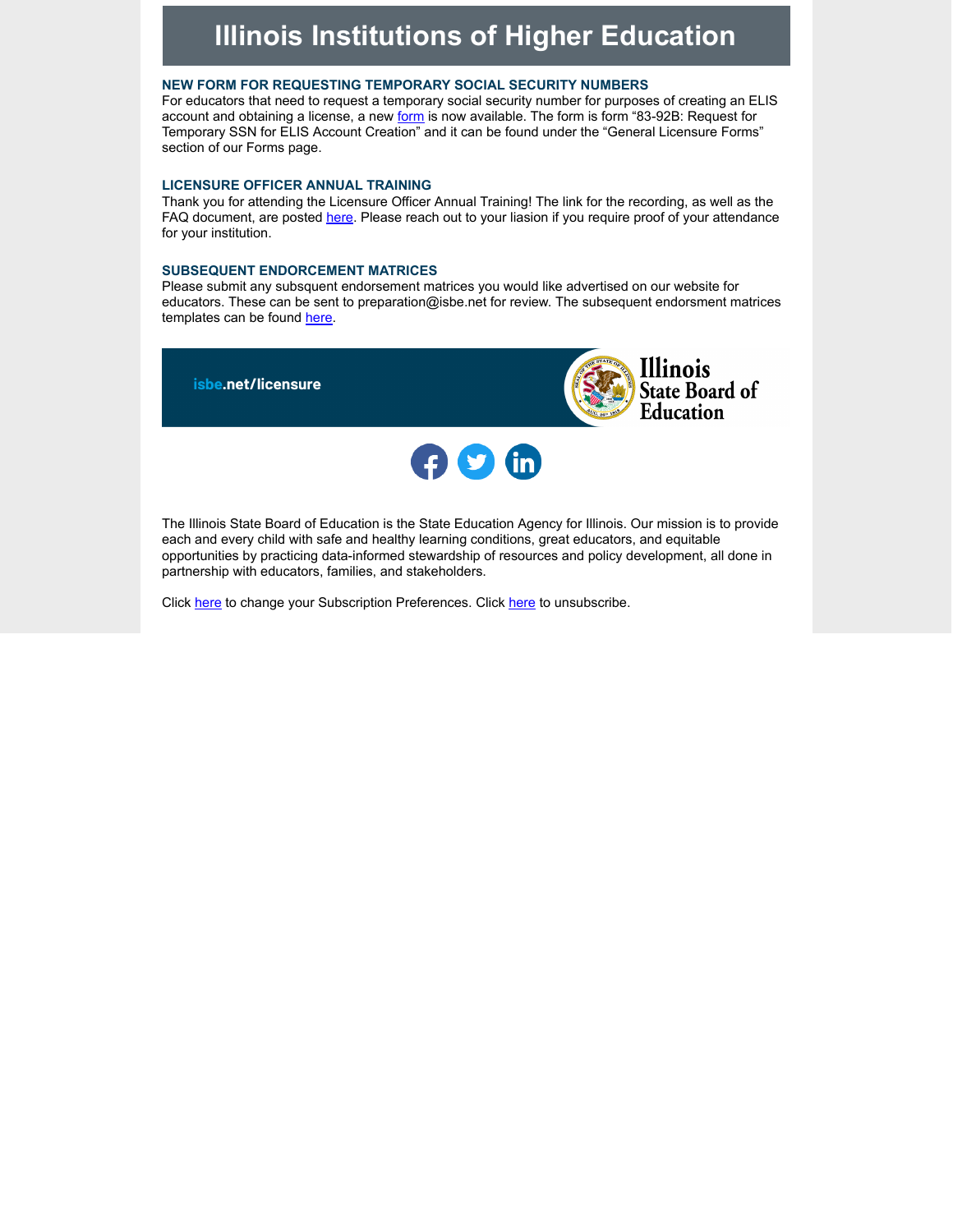# Illinois Institutions of Higher Education

### NEW FORM FOR REQUESTING TEMPORARY SOCIAL SECURITY NUMBERS

For educators that need to request a temporary social security number for purposes of creating an ELIS account and obtaining a license, a new form is now available. The form is form "83-92B: Request for Temporary SSN for ELIS Account Creation" and it can be found under the "General Licensure Forms" section of our Forms page.

### LICENSURE OFFICER ANNUAL TRAINING

Thank you for attending the Licensure Officer Annual Training! The link for the recording, as well as the FAQ document, are posted here. Please reach out to your liasion if you require proof of your attendance for your institution.

### SUBSEQUENT ENDORSEMENT MATRICES

Please submit any subsquent endorsement matrices you would like advertised on our website for educators. These can be sent to preparation@isbe.net for review. The subsequent endorsment matrices templates can be found here.

isbe.net/licensure

Illinois State Board of Education

The Illinois State Board of Education is the State Education Agency for Illinois. Our mission is to provide each and every child with safe and healthy learning conditions, great educators, and equitable opportunities by practicing data-informed stewardship of resources and policy development, all done in partnership with educators, families, and stakeholders.

Click here to change your Subscription Preferences. Click here to unsubscribe.